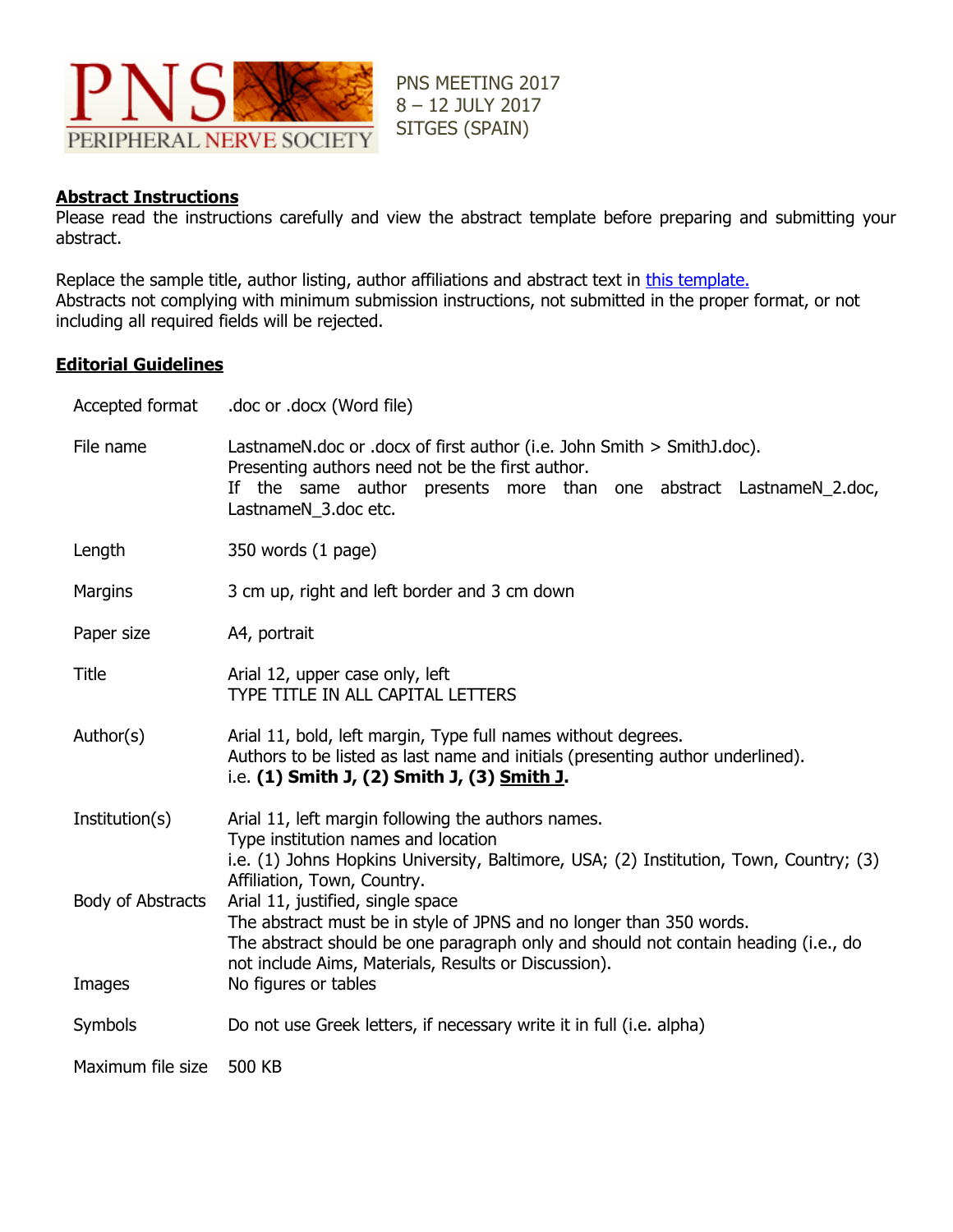PNS MEETING 2017
8 – 12 JULY 2017
SITGES (SPAIN)

## Abstract Instructions

Please read the instructions carefully and view the abstract template before preparing and submitting your abstract.

Replace the sample title, author listing, author affiliations and abstract text in [this template.](#)
Abstracts not complying with minimum submission instructions, not submitted in the proper format, or not including all required fields will be rejected.

## Editorial Guidelines

| | |
|---|---|
| Accepted format | .doc or .docx (Word file) |
| File name | LastnameN.doc or .docx of first author (i.e. John Smith > SmithJ.doc). Presenting authors need not be the first author. If the same author presents more than one abstract LastnameN_2.doc, LastnameN_3.doc etc. |
| Length | 350 words (1 page) |
| Margins | 3 cm up, right and left border and 3 cm down |
| Paper size | A4, portrait |
| Title | Arial 12, upper case only, left<br>TYPE TITLE IN ALL CAPITAL LETTERS |
| Author(s) | Arial 11, bold, left margin, Type full names without degrees.<br>Authors to be listed as last name and initials (presenting author underlined).<br>i.e. **(1) Smith J, (2) Smith J, (3) <u>Smith J</u>.** |
| Institution(s) | Arial 11, left margin following the authors names.<br>Type institution names and location<br>i.e. (1) Johns Hopkins University, Baltimore, USA; (2) Institution, Town, Country; (3) Affiliation, Town, Country. |
| Body of Abstracts | Arial 11, justified, single space<br>The abstract must be in style of JPNS and no longer than 350 words.<br>The abstract should be one paragraph only and should not contain heading (i.e., do not include Aims, Materials, Results or Discussion). |
| Images | No figures or tables |
| Symbols | Do not use Greek letters, if necessary write it in full (i.e. alpha) |
| Maximum file size | 500 KB |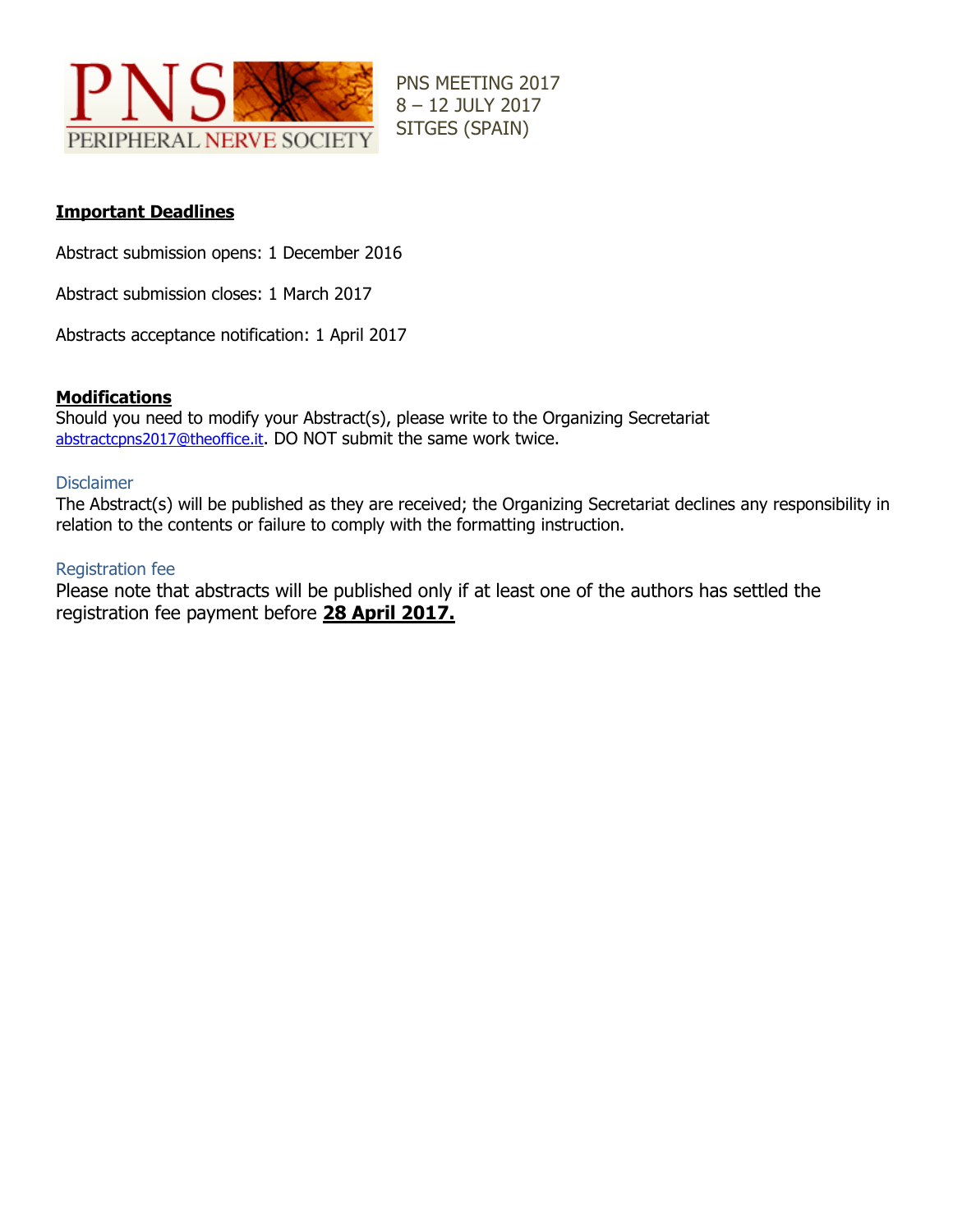PNS MEETING 2017
8 – 12 JULY 2017
SITGES (SPAIN)

**Important Deadlines**

Abstract submission opens: 1 December 2016

Abstract submission closes: 1 March 2017

Abstracts acceptance notification: 1 April 2017

**Modifications**

Should you need to modify your Abstract(s), please write to the Organizing Secretariat abstractcpns2017@theoffice.it. DO NOT submit the same work twice.

Disclaimer

The Abstract(s) will be published as they are received; the Organizing Secretariat declines any responsibility in relation to the contents or failure to comply with the formatting instruction.

Registration fee

Please note that abstracts will be published only if at least one of the authors has settled the registration fee payment before **28 April 2017.**